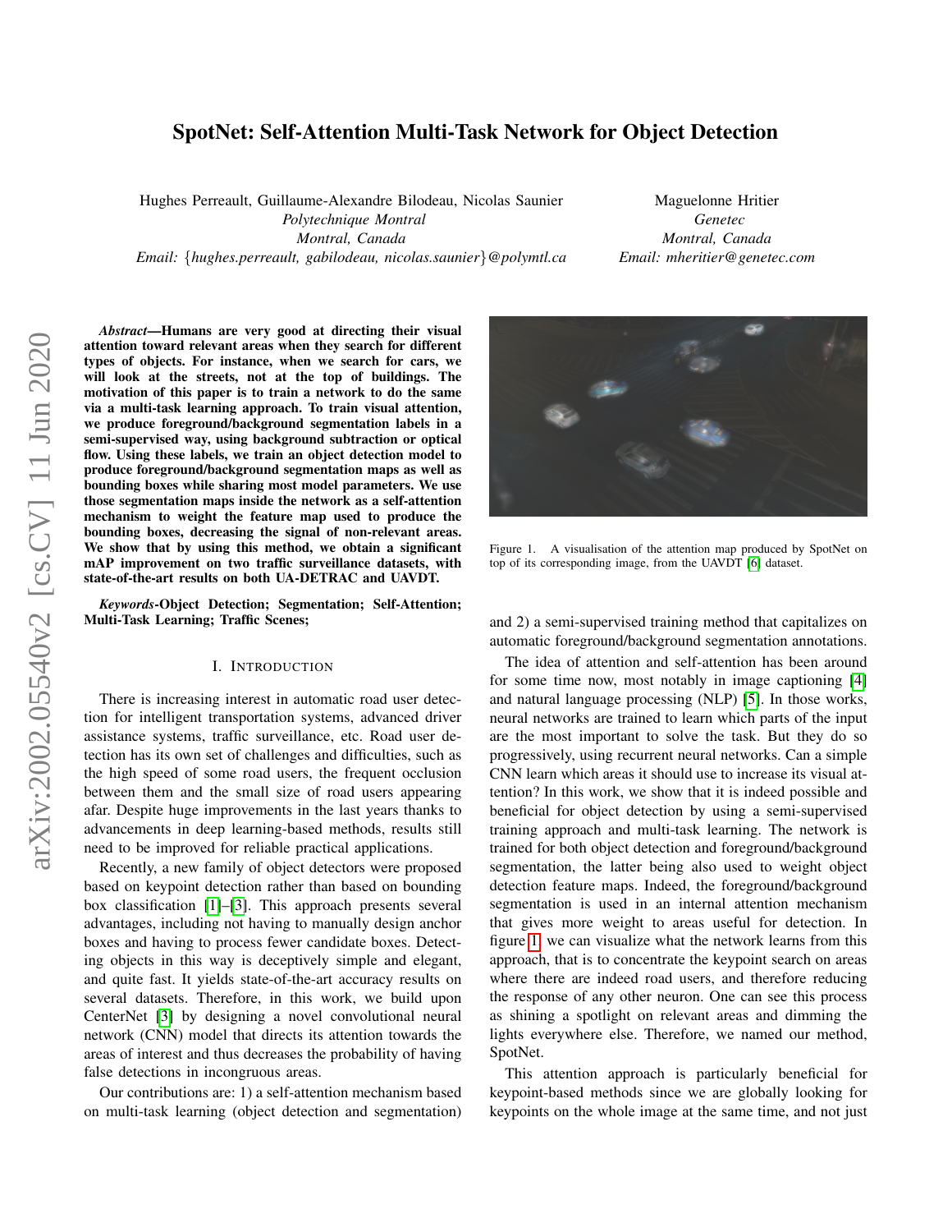# SpotNet: Self-Attention Multi-Task Network for Object Detection

Hughes Perreault, Guillaume-Alexandre Bilodeau, Nicolas Saunier
*Polytechnique Montral*
*Montral, Canada*
*Email: {hughes.perreault, gabilodeau, nicolas.saunier}@polymtl.ca*

Maguelonne Hritier
*Genetec*
*Montral, Canada*
*Email: mheritier@genetec.com*

***Abstract*—Humans are very good at directing their visual attention toward relevant areas when they search for different types of objects. For instance, when we search for cars, we will look at the streets, not at the top of buildings. The motivation of this paper is to train a network to do the same via a multi-task learning approach. To train visual attention, we produce foreground/background segmentation labels in a semi-supervised way, using background subtraction or optical flow. Using these labels, we train an object detection model to produce foreground/background segmentation maps as well as bounding boxes while sharing most model parameters. We use those segmentation maps inside the network as a self-attention mechanism to weight the feature map used to produce the bounding boxes, decreasing the signal of non-relevant areas. We show that by using this method, we obtain a significant mAP improvement on two traffic surveillance datasets, with state-of-the-art results on both UA-DETRAC and UAVDT.**

***Keywords*-Object Detection; Segmentation; Self-Attention; Multi-Task Learning; Traffic Scenes;**

## I. Introduction

There is increasing interest in automatic road user detection for intelligent transportation systems, advanced driver assistance systems, traffic surveillance, etc. Road user detection has its own set of challenges and difficulties, such as the high speed of some road users, the frequent occlusion between them and the small size of road users appearing afar. Despite huge improvements in the last years thanks to advancements in deep learning-based methods, results still need to be improved for reliable practical applications.

Recently, a new family of object detectors were proposed based on keypoint detection rather than based on bounding box classification [1]–[3]. This approach presents several advantages, including not having to manually design anchor boxes and having to process fewer candidate boxes. Detecting objects in this way is deceptively simple and elegant, and quite fast. It yields state-of-the-art accuracy results on several datasets. Therefore, in this work, we build upon CenterNet [3] by designing a novel convolutional neural network (CNN) model that directs its attention towards the areas of interest and thus decreases the probability of having false detections in incongruous areas.

Our contributions are: 1) a self-attention mechanism based on multi-task learning (object detection and segmentation) and 2) a semi-supervised training method that capitalizes on automatic foreground/background segmentation annotations.

Figure 1. A visualisation of the attention map produced by SpotNet on top of its corresponding image, from the UAVDT [6] dataset.

The idea of attention and self-attention has been around for some time now, most notably in image captioning [4] and natural language processing (NLP) [5]. In those works, neural networks are trained to learn which parts of the input are the most important to solve the task. But they do so progressively, using recurrent neural networks. Can a simple CNN learn which areas it should use to increase its visual attention? In this work, we show that it is indeed possible and beneficial for object detection by using a semi-supervised training approach and multi-task learning. The network is trained for both object detection and foreground/background segmentation, the latter being also used to weight object detection feature maps. Indeed, the foreground/background segmentation is used in an internal attention mechanism that gives more weight to areas useful for detection. In figure 1, we can visualize what the network learns from this approach, that is to concentrate the keypoint search on areas where there are indeed road users, and therefore reducing the response of any other neuron. One can see this process as shining a spotlight on relevant areas and dimming the lights everywhere else. Therefore, we named our method, SpotNet.

This attention approach is particularly beneficial for keypoint-based methods since we are globally looking for keypoints on the whole image at the same time, and not just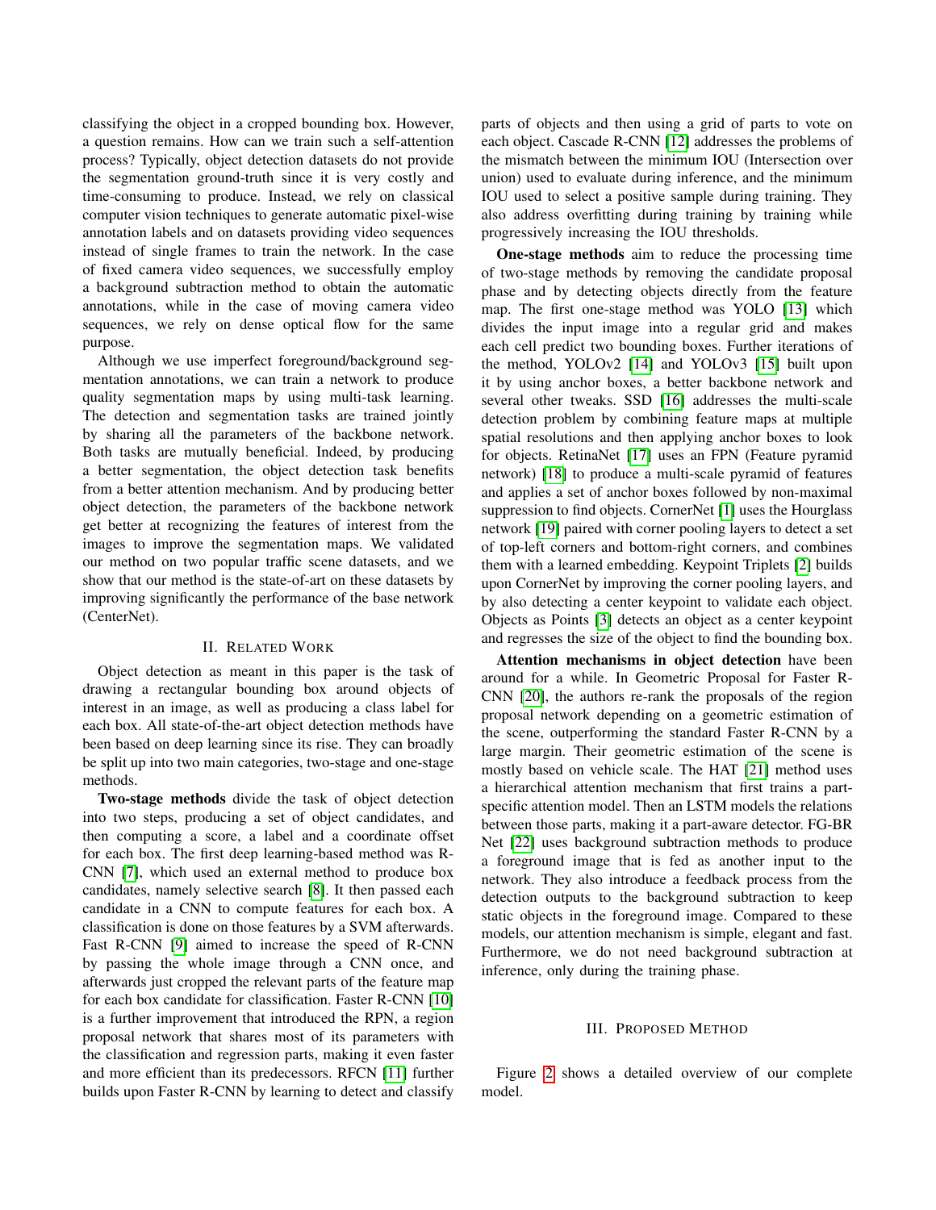classifying the object in a cropped bounding box. However, a question remains. How can we train such a self-attention process? Typically, object detection datasets do not provide the segmentation ground-truth since it is very costly and time-consuming to produce. Instead, we rely on classical computer vision techniques to generate automatic pixel-wise annotation labels and on datasets providing video sequences instead of single frames to train the network. In the case of fixed camera video sequences, we successfully employ a background subtraction method to obtain the automatic annotations, while in the case of moving camera video sequences, we rely on dense optical flow for the same purpose.

Although we use imperfect foreground/background segmentation annotations, we can train a network to produce quality segmentation maps by using multi-task learning. The detection and segmentation tasks are trained jointly by sharing all the parameters of the backbone network. Both tasks are mutually beneficial. Indeed, by producing a better segmentation, the object detection task benefits from a better attention mechanism. And by producing better object detection, the parameters of the backbone network get better at recognizing the features of interest from the images to improve the segmentation maps. We validated our method on two popular traffic scene datasets, and we show that our method is the state-of-art on these datasets by improving significantly the performance of the base network (CenterNet).

## II. Related Work

Object detection as meant in this paper is the task of drawing a rectangular bounding box around objects of interest in an image, as well as producing a class label for each box. All state-of-the-art object detection methods have been based on deep learning since its rise. They can broadly be split up into two main categories, two-stage and one-stage methods.

**Two-stage methods** divide the task of object detection into two steps, producing a set of object candidates, and then computing a score, a label and a coordinate offset for each box. The first deep learning-based method was R-CNN [7], which used an external method to produce box candidates, namely selective search [8]. It then passed each candidate in a CNN to compute features for each box. A classification is done on those features by a SVM afterwards. Fast R-CNN [9] aimed to increase the speed of R-CNN by passing the whole image through a CNN once, and afterwards just cropped the relevant parts of the feature map for each box candidate for classification. Faster R-CNN [10] is a further improvement that introduced the RPN, a region proposal network that shares most of its parameters with the classification and regression parts, making it even faster and more efficient than its predecessors. RFCN [11] further builds upon Faster R-CNN by learning to detect and classify parts of objects and then using a grid of parts to vote on each object. Cascade R-CNN [12] addresses the problems of the mismatch between the minimum IOU (Intersection over union) used to evaluate during inference, and the minimum IOU used to select a positive sample during training. They also address overfitting during training by training while progressively increasing the IOU thresholds.

**One-stage methods** aim to reduce the processing time of two-stage methods by removing the candidate proposal phase and by detecting objects directly from the feature map. The first one-stage method was YOLO [13] which divides the input image into a regular grid and makes each cell predict two bounding boxes. Further iterations of the method, YOLOv2 [14] and YOLOv3 [15] built upon it by using anchor boxes, a better backbone network and several other tweaks. SSD [16] addresses the multi-scale detection problem by combining feature maps at multiple spatial resolutions and then applying anchor boxes to look for objects. RetinaNet [17] uses an FPN (Feature pyramid network) [18] to produce a multi-scale pyramid of features and applies a set of anchor boxes followed by non-maximal suppression to find objects. CornerNet [1] uses the Hourglass network [19] paired with corner pooling layers to detect a set of top-left corners and bottom-right corners, and combines them with a learned embedding. Keypoint Triplets [2] builds upon CornerNet by improving the corner pooling layers, and by also detecting a center keypoint to validate each object. Objects as Points [3] detects an object as a center keypoint and regresses the size of the object to find the bounding box.

**Attention mechanisms in object detection** have been around for a while. In Geometric Proposal for Faster R-CNN [20], the authors re-rank the proposals of the region proposal network depending on a geometric estimation of the scene, outperforming the standard Faster R-CNN by a large margin. Their geometric estimation of the scene is mostly based on vehicle scale. The HAT [21] method uses a hierarchical attention mechanism that first trains a part-specific attention model. Then an LSTM models the relations between those parts, making it a part-aware detector. FG-BR Net [22] uses background subtraction methods to produce a foreground image that is fed as another input to the network. They also introduce a feedback process from the detection outputs to the background subtraction to keep static objects in the foreground image. Compared to these models, our attention mechanism is simple, elegant and fast. Furthermore, we do not need background subtraction at inference, only during the training phase.

## III. Proposed Method

Figure 2 shows a detailed overview of our complete model.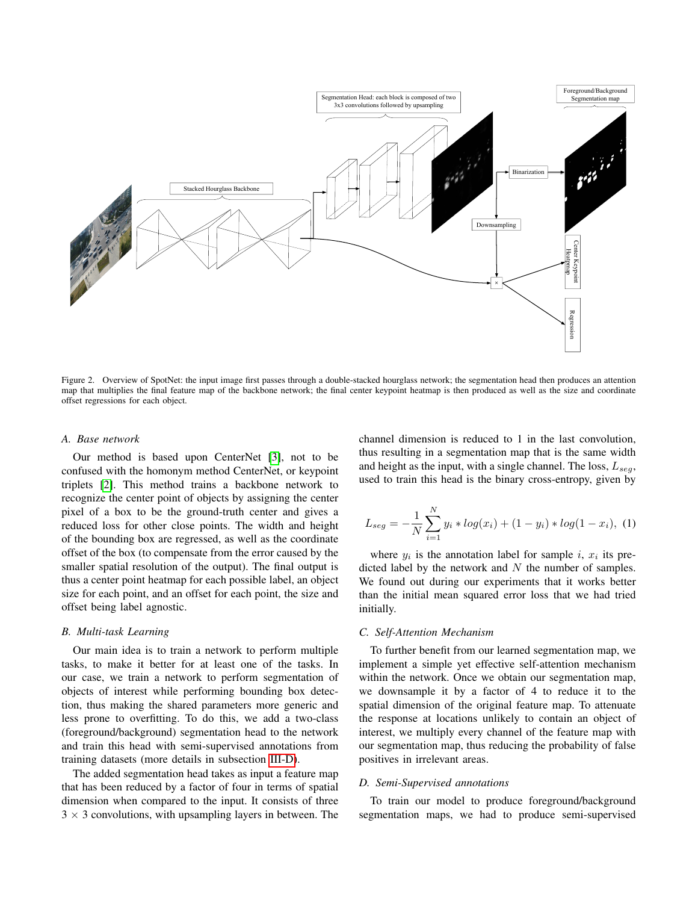Stacked Hourglass Backbone

Segmentation Head: each block is composed of two 3x3 convolutions followed by upsampling

Foreground/Background Segmentation map

Binarization

Downsampling

Center Keypoint Heatmap

Regression

Figure 2. Overview of SpotNet: the input image first passes through a double-stacked hourglass network; the segmentation head then produces an attention map that multiplies the final feature map of the backbone network; the final center keypoint heatmap is then produced as well as the size and coordinate offset regressions for each object.

### A. Base network

Our method is based upon CenterNet [3], not to be confused with the homonym method CenterNet, or keypoint triplets [2]. This method trains a backbone network to recognize the center point of objects by assigning the center pixel of a box to be the ground-truth center and gives a reduced loss for other close points. The width and height of the bounding box are regressed, as well as the coordinate offset of the box (to compensate from the error caused by the smaller spatial resolution of the output). The final output is thus a center point heatmap for each possible label, an object size for each point, and an offset for each point, the size and offset being label agnostic.

### B. Multi-task Learning

Our main idea is to train a network to perform multiple tasks, to make it better for at least one of the tasks. In our case, we train a network to perform segmentation of objects of interest while performing bounding box detection, thus making the shared parameters more generic and less prone to overfitting. To do this, we add a two-class (foreground/background) segmentation head to the network and train this head with semi-supervised annotations from training datasets (more details in subsection III-D).

The added segmentation head takes as input a feature map that has been reduced by a factor of four in terms of spatial dimension when compared to the input. It consists of three $3 \times 3$ convolutions, with upsampling layers in between. The channel dimension is reduced to 1 in the last convolution, thus resulting in a segmentation map that is the same width and height as the input, with a single channel. The loss, $L_{seg}$, used to train this head is the binary cross-entropy, given by

$$L_{seg} = -\frac{1}{N} \sum_{i=1}^{N} y_i * log(x_i) + (1 - y_i) * log(1 - x_i), \quad (1)$$

where $y_i$ is the annotation label for sample $i$, $x_i$ its predicted label by the network and $N$ the number of samples. We found out during our experiments that it works better than the initial mean squared error loss that we had tried initially.

### C. Self-Attention Mechanism

To further benefit from our learned segmentation map, we implement a simple yet effective self-attention mechanism within the network. Once we obtain our segmentation map, we downsample it by a factor of 4 to reduce it to the spatial dimension of the original feature map. To attenuate the response at locations unlikely to contain an object of interest, we multiply every channel of the feature map with our segmentation map, thus reducing the probability of false positives in irrelevant areas.

### D. Semi-Supervised annotations

To train our model to produce foreground/background segmentation maps, we had to produce semi-supervised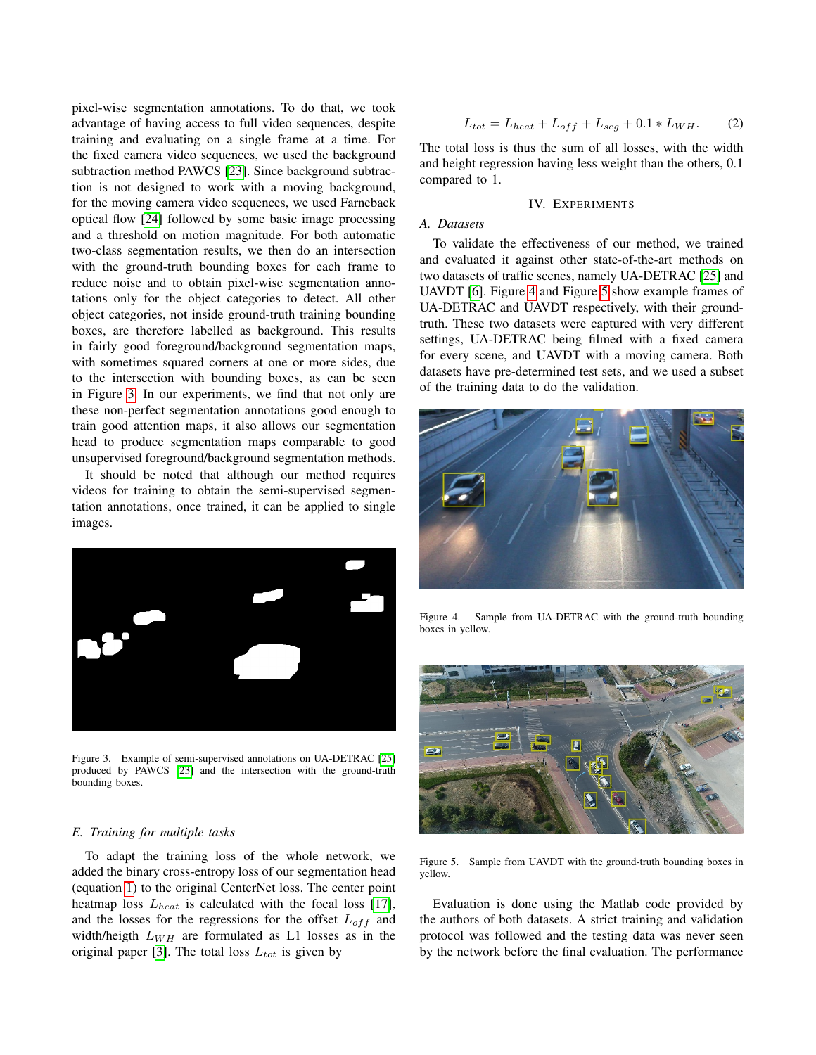pixel-wise segmentation annotations. To do that, we took advantage of having access to full video sequences, despite training and evaluating on a single frame at a time. For the fixed camera video sequences, we used the background subtraction method PAWCS [23]. Since background subtraction is not designed to work with a moving background, for the moving camera video sequences, we used Farneback optical flow [24] followed by some basic image processing and a threshold on motion magnitude. For both automatic two-class segmentation results, we then do an intersection with the ground-truth bounding boxes for each frame to reduce noise and to obtain pixel-wise segmentation annotations only for the object categories to detect. All other object categories, not inside ground-truth training bounding boxes, are therefore labelled as background. This results in fairly good foreground/background segmentation maps, with sometimes squared corners at one or more sides, due to the intersection with bounding boxes, as can be seen in Figure 3. In our experiments, we find that not only are these non-perfect segmentation annotations good enough to train good attention maps, it also allows our segmentation head to produce segmentation maps comparable to good unsupervised foreground/background segmentation methods.

It should be noted that although our method requires videos for training to obtain the semi-supervised segmentation annotations, once trained, it can be applied to single images.

Figure 3. Example of semi-supervised annotations on UA-DETRAC [25] produced by PAWCS [23] and the intersection with the ground-truth bounding boxes.

### E. Training for multiple tasks

To adapt the training loss of the whole network, we added the binary cross-entropy loss of our segmentation head (equation 1) to the original CenterNet loss. The center point heatmap loss $L_{heat}$ is calculated with the focal loss [17], and the losses for the regressions for the offset $L_{off}$ and width/heigth $L_{WH}$ are formulated as L1 losses as in the original paper [3]. The total loss $L_{tot}$ is given by

$$L_{tot} = L_{heat} + L_{off} + L_{seg} + 0.1 * L_{WH}. \quad (2)$$

The total loss is thus the sum of all losses, with the width and height regression having less weight than the others, 0.1 compared to 1.

## IV. EXPERIMENTS

### A. Datasets

To validate the effectiveness of our method, we trained and evaluated it against other state-of-the-art methods on two datasets of traffic scenes, namely UA-DETRAC [25] and UAVDT [6]. Figure 4 and Figure 5 show example frames of UA-DETRAC and UAVDT respectively, with their ground-truth. These two datasets were captured with very different settings, UA-DETRAC being filmed with a fixed camera for every scene, and UAVDT with a moving camera. Both datasets have pre-determined test sets, and we used a subset of the training data to do the validation.

Figure 4. Sample from UA-DETRAC with the ground-truth bounding boxes in yellow.

Figure 5. Sample from UAVDT with the ground-truth bounding boxes in yellow.

Evaluation is done using the Matlab code provided by the authors of both datasets. A strict training and validation protocol was followed and the testing data was never seen by the network before the final evaluation. The performance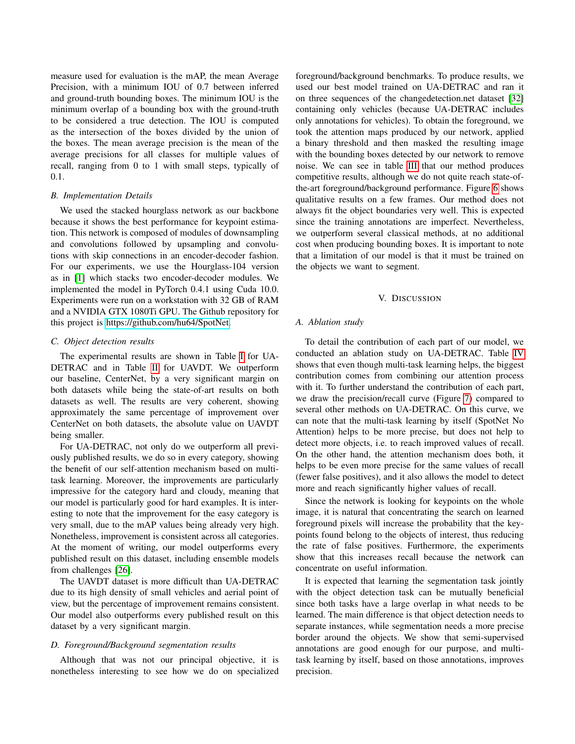measure used for evaluation is the mAP, the mean Average Precision, with a minimum IOU of 0.7 between inferred and ground-truth bounding boxes. The minimum IOU is the minimum overlap of a bounding box with the ground-truth to be considered a true detection. The IOU is computed as the intersection of the boxes divided by the union of the boxes. The mean average precision is the mean of the average precisions for all classes for multiple values of recall, ranging from 0 to 1 with small steps, typically of 0.1.

### *B. Implementation Details*

We used the stacked hourglass network as our backbone because it shows the best performance for keypoint estimation. This network is composed of modules of downsampling and convolutions followed by upsampling and convolutions with skip connections in an encoder-decoder fashion. For our experiments, we use the Hourglass-104 version as in [1] which stacks two encoder-decoder modules. We implemented the model in PyTorch 0.4.1 using Cuda 10.0. Experiments were run on a workstation with 32 GB of RAM and a NVIDIA GTX 1080Ti GPU. The Github repository for this project is https://github.com/hu64/SpotNet.

### *C. Object detection results*

The experimental results are shown in Table I for UA-DETRAC and in Table II for UAVDT. We outperform our baseline, CenterNet, by a very significant margin on both datasets while being the state-of-art results on both datasets as well. The results are very coherent, showing approximately the same percentage of improvement over CenterNet on both datasets, the absolute value on UAVDT being smaller.

For UA-DETRAC, not only do we outperform all previously published results, we do so in every category, showing the benefit of our self-attention mechanism based on multi-task learning. Moreover, the improvements are particularly impressive for the category hard and cloudy, meaning that our model is particularly good for hard examples. It is interesting to note that the improvement for the easy category is very small, due to the mAP values being already very high. Nonetheless, improvement is consistent across all categories. At the moment of writing, our model outperforms every published result on this dataset, including ensemble models from challenges [26].

The UAVDT dataset is more difficult than UA-DETRAC due to its high density of small vehicles and aerial point of view, but the percentage of improvement remains consistent. Our model also outperforms every published result on this dataset by a very significant margin.

### *D. Foreground/Background segmentation results*

Although that was not our principal objective, it is nonetheless interesting to see how we do on specialized foreground/background benchmarks. To produce results, we used our best model trained on UA-DETRAC and ran it on three sequences of the changedetection.net dataset [32] containing only vehicles (because UA-DETRAC includes only annotations for vehicles). To obtain the foreground, we took the attention maps produced by our network, applied a binary threshold and then masked the resulting image with the bounding boxes detected by our network to remove noise. We can see in table III that our method produces competitive results, although we do not quite reach state-of-the-art foreground/background performance. Figure 6 shows qualitative results on a few frames. Our method does not always fit the object boundaries very well. This is expected since the training annotations are imperfect. Nevertheless, we outperform several classical methods, at no additional cost when producing bounding boxes. It is important to note that a limitation of our model is that it must be trained on the objects we want to segment.

## V. Discussion

### *A. Ablation study*

To detail the contribution of each part of our model, we conducted an ablation study on UA-DETRAC. Table IV shows that even though multi-task learning helps, the biggest contribution comes from combining our attention process with it. To further understand the contribution of each part, we draw the precision/recall curve (Figure 7) compared to several other methods on UA-DETRAC. On this curve, we can note that the multi-task learning by itself (SpotNet No Attention) helps to be more precise, but does not help to detect more objects, i.e. to reach improved values of recall. On the other hand, the attention mechanism does both, it helps to be even more precise for the same values of recall (fewer false positives), and it also allows the model to detect more and reach significantly higher values of recall.

Since the network is looking for keypoints on the whole image, it is natural that concentrating the search on learned foreground pixels will increase the probability that the keypoints found belong to the objects of interest, thus reducing the rate of false positives. Furthermore, the experiments show that this increases recall because the network can concentrate on useful information.

It is expected that learning the segmentation task jointly with the object detection task can be mutually beneficial since both tasks have a large overlap in what needs to be learned. The main difference is that object detection needs to separate instances, while segmentation needs a more precise border around the objects. We show that semi-supervised annotations are good enough for our purpose, and multi-task learning by itself, based on those annotations, improves precision.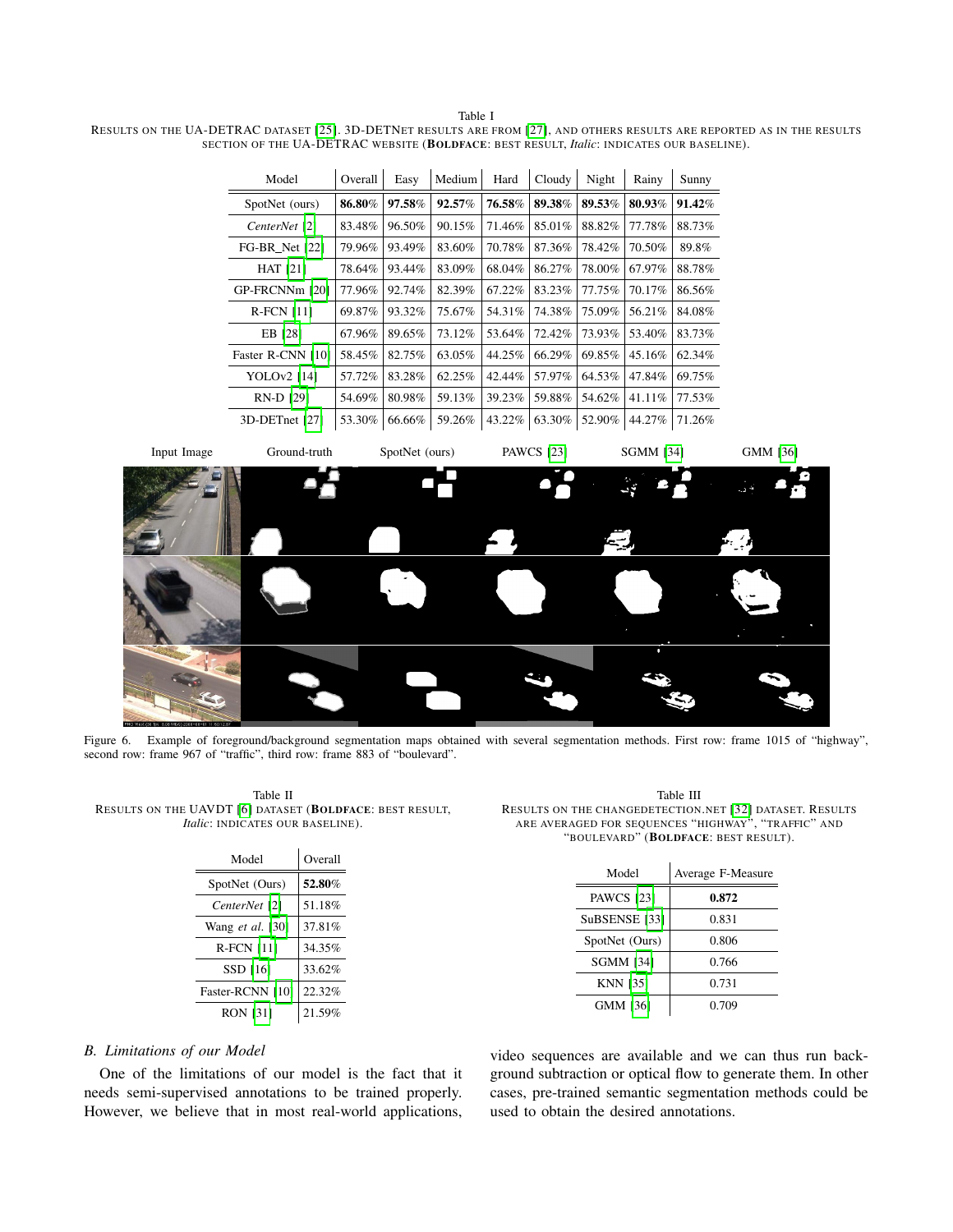Table I
RESULTS ON THE UA-DETRAC DATASET [25]. 3D-DETNET RESULTS ARE FROM [27], AND OTHERS RESULTS ARE REPORTED AS IN THE RESULTS SECTION OF THE UA-DETRAC WEBSITE (**BOLDFACE**: BEST RESULT, *Italic*: INDICATES OUR BASELINE).

| Model | Overall | Easy | Medium | Hard | Cloudy | Night | Rainy | Sunny |
|---|---|---|---|---|---|---|---|---|
| SpotNet (ours) | **86.80%** | **97.58%** | **92.57%** | **76.58%** | **89.38%** | **89.53%** | **80.93%** | **91.42%** |
| *CenterNet* [2] | 83.48% | 96.50% | 90.15% | 71.46% | 85.01% | 88.82% | 77.78% | 88.73% |
| FG-BR_Net [22] | 79.96% | 93.49% | 83.60% | 70.78% | 87.36% | 78.42% | 70.50% | 89.8% |
| HAT [21] | 78.64% | 93.44% | 83.09% | 68.04% | 86.27% | 78.00% | 67.97% | 88.78% |
| GP-FRCNNm [20] | 77.96% | 92.74% | 82.39% | 67.22% | 83.23% | 77.75% | 70.17% | 86.56% |
| R-FCN [11] | 69.87% | 93.32% | 75.67% | 54.31% | 74.38% | 75.09% | 56.21% | 84.08% |
| EB [28] | 67.96% | 89.65% | 73.12% | 53.64% | 72.42% | 73.93% | 53.40% | 83.73% |
| Faster R-CNN [10] | 58.45% | 82.75% | 63.05% | 44.25% | 66.29% | 69.85% | 45.16% | 62.34% |
| YOLOv2 [14] | 57.72% | 83.28% | 62.25% | 42.44% | 57.97% | 64.53% | 47.84% | 69.75% |
| RN-D [29] | 54.69% | 80.98% | 59.13% | 39.23% | 59.88% | 54.62% | 41.11% | 77.53% |
| 3D-DETnet [27] | 53.30% | 66.66% | 59.26% | 43.22% | 63.30% | 52.90% | 44.27% | 71.26% |

Input Image
Ground-truth
SpotNet (ours)
PAWCS [23]
SGMM [34]
GMM [36]

Figure 6. Example of foreground/background segmentation maps obtained with several segmentation methods. First row: frame 1015 of "highway", second row: frame 967 of "traffic", third row: frame 883 of "boulevard".

Table II
RESULTS ON THE UAVDT [6] DATASET (**BOLDFACE**: BEST RESULT, *Italic*: INDICATES OUR BASELINE).

| Model | Overall |
|---|---|
| SpotNet (Ours) | **52.80%** |
| *CenterNet* [2] | 51.18% |
| Wang *et al.* [30] | 37.81% |
| R-FCN [11] | 34.35% |
| SSD [16] | 33.62% |
| Faster-RCNN [10] | 22.32% |
| RON [31] | 21.59% |

Table III
RESULTS ON THE CHANGEDETECTION.NET [32] DATASET. RESULTS ARE AVERAGED FOR SEQUENCES "HIGHWAY", "TRAFFIC" AND "BOULEVARD" (**BOLDFACE**: BEST RESULT).

| Model | Average F-Measure |
|---|---|
| PAWCS [23] | **0.872** |
| SuBSENSE [33] | 0.831 |
| SpotNet (Ours) | 0.806 |
| SGMM [34] | 0.766 |
| KNN [35] | 0.731 |
| GMM [36] | 0.709 |

### *B. Limitations of our Model*

One of the limitations of our model is the fact that it needs semi-supervised annotations to be trained properly. However, we believe that in most real-world applications, video sequences are available and we can thus run background subtraction or optical flow to generate them. In other cases, pre-trained semantic segmentation methods could be used to obtain the desired annotations.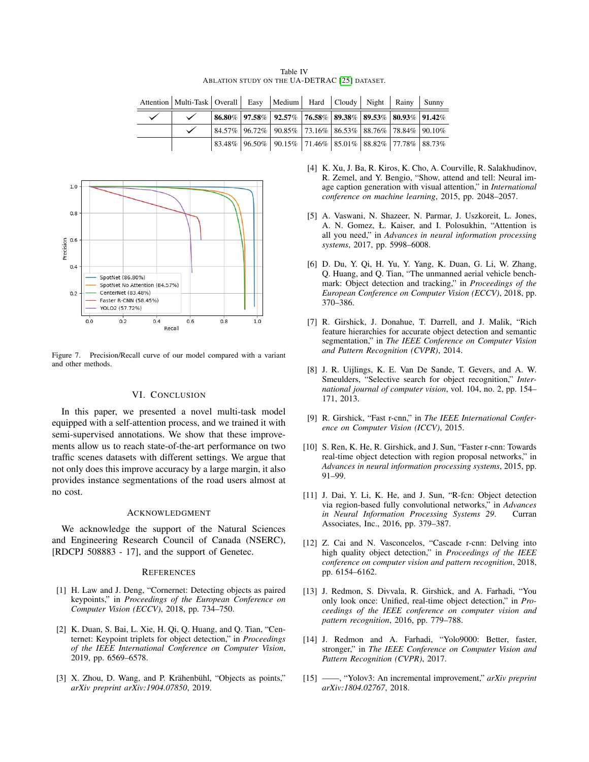Table IV
ABLATION STUDY ON THE UA-DETRAC [25] DATASET.

| Attention | Multi-Task | Overall | Easy | Medium | Hard | Cloudy | Night | Rainy | Sunny |
|---|---|---|---|---|---|---|---|---|---|
| ✓ | ✓ | **86.80%** | **97.58%** | **92.57%** | **76.58%** | **89.38%** | **89.53%** | **80.93%** | **91.42%** |
| | ✓ | 84.57% | 96.72% | 90.85% | 73.16% | 86.53% | 88.76% | 78.84% | 90.10% |
| | | 83.48% | 96.50% | 90.15% | 71.46% | 85.01% | 88.82% | 77.78% | 88.73% |

1.0
0.8
0.6
0.4
0.2
Precision
0.0
0.2
0.4
0.6
0.8
1.0
Recall
SpotNet (86.80%)
SpotNet No Attention (84.57%)
CenterNet (83.48%)
Faster R-CNN (58.45%)
YOLO2 (57.72%)

Figure 7. Precision/Recall curve of our model compared with a variant and other methods.

## VI. Conclusion

In this paper, we presented a novel multi-task model equipped with a self-attention process, and we trained it with semi-supervised annotations. We show that these improvements allow us to reach state-of-the-art performance on two traffic scenes datasets with different settings. We argue that not only does this improve accuracy by a large margin, it also provides instance segmentations of the road users almost at no cost.

## Acknowledgment

We acknowledge the support of the Natural Sciences and Engineering Research Council of Canada (NSERC), [RDCPJ 508883 - 17], and the support of Genetec.

## References

[1] H. Law and J. Deng, "Cornernet: Detecting objects as paired keypoints," in *Proceedings of the European Conference on Computer Vision (ECCV)*, 2018, pp. 734–750.

[2] K. Duan, S. Bai, L. Xie, H. Qi, Q. Huang, and Q. Tian, "Centernet: Keypoint triplets for object detection," in *Proceedings of the IEEE International Conference on Computer Vision*, 2019, pp. 6569–6578.

[3] X. Zhou, D. Wang, and P. Krähenbühl, "Objects as points," *arXiv preprint arXiv:1904.07850*, 2019.

[4] K. Xu, J. Ba, R. Kiros, K. Cho, A. Courville, R. Salakhudinov, R. Zemel, and Y. Bengio, "Show, attend and tell: Neural image caption generation with visual attention," in *International conference on machine learning*, 2015, pp. 2048–2057.

[5] A. Vaswani, N. Shazeer, N. Parmar, J. Uszkoreit, L. Jones, A. N. Gomez, Ł. Kaiser, and I. Polosukhin, "Attention is all you need," in *Advances in neural information processing systems*, 2017, pp. 5998–6008.

[6] D. Du, Y. Qi, H. Yu, Y. Yang, K. Duan, G. Li, W. Zhang, Q. Huang, and Q. Tian, "The unmanned aerial vehicle benchmark: Object detection and tracking," in *Proceedings of the European Conference on Computer Vision (ECCV)*, 2018, pp. 370–386.

[7] R. Girshick, J. Donahue, T. Darrell, and J. Malik, "Rich feature hierarchies for accurate object detection and semantic segmentation," in *The IEEE Conference on Computer Vision and Pattern Recognition (CVPR)*, 2014.

[8] J. R. Uijlings, K. E. Van De Sande, T. Gevers, and A. W. Smeulders, "Selective search for object recognition," *International journal of computer vision*, vol. 104, no. 2, pp. 154–171, 2013.

[9] R. Girshick, "Fast r-cnn," in *The IEEE International Conference on Computer Vision (ICCV)*, 2015.

[10] S. Ren, K. He, R. Girshick, and J. Sun, "Faster r-cnn: Towards real-time object detection with region proposal networks," in *Advances in neural information processing systems*, 2015, pp. 91–99.

[11] J. Dai, Y. Li, K. He, and J. Sun, "R-fcn: Object detection via region-based fully convolutional networks," in *Advances in Neural Information Processing Systems 29*. Curran Associates, Inc., 2016, pp. 379–387.

[12] Z. Cai and N. Vasconcelos, "Cascade r-cnn: Delving into high quality object detection," in *Proceedings of the IEEE conference on computer vision and pattern recognition*, 2018, pp. 6154–6162.

[13] J. Redmon, S. Divvala, R. Girshick, and A. Farhadi, "You only look once: Unified, real-time object detection," in *Proceedings of the IEEE conference on computer vision and pattern recognition*, 2016, pp. 779–788.

[14] J. Redmon and A. Farhadi, "Yolo9000: Better, faster, stronger," in *The IEEE Conference on Computer Vision and Pattern Recognition (CVPR)*, 2017.

[15] ——, "Yolov3: An incremental improvement," *arXiv preprint arXiv:1804.02767*, 2018.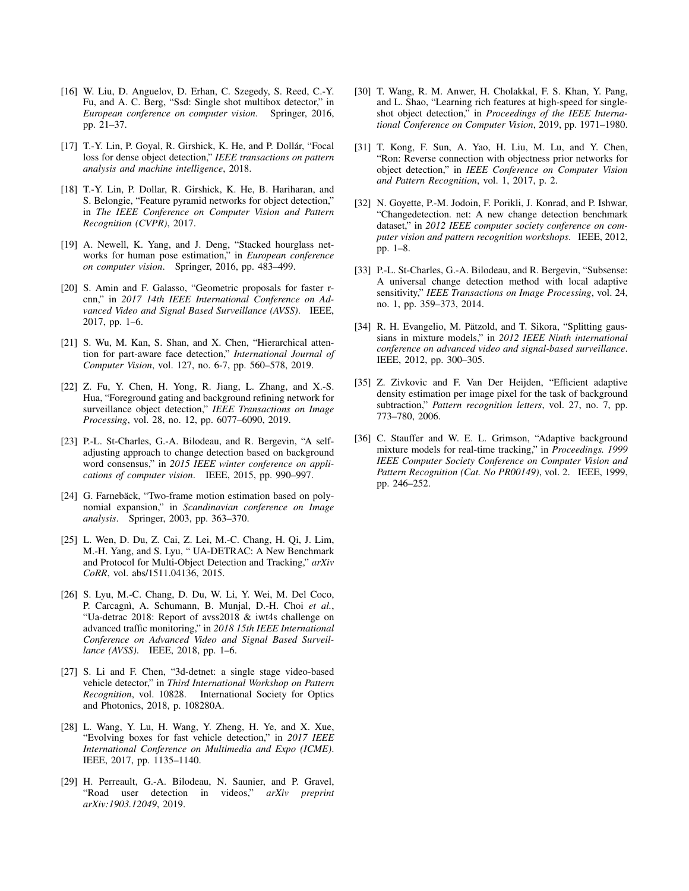[16] W. Liu, D. Anguelov, D. Erhan, C. Szegedy, S. Reed, C.-Y. Fu, and A. C. Berg, "Ssd: Single shot multibox detector," in *European conference on computer vision*. Springer, 2016, pp. 21–37.

[17] T.-Y. Lin, P. Goyal, R. Girshick, K. He, and P. Dollár, "Focal loss for dense object detection," *IEEE transactions on pattern analysis and machine intelligence*, 2018.

[18] T.-Y. Lin, P. Dollar, R. Girshick, K. He, B. Hariharan, and S. Belongie, "Feature pyramid networks for object detection," in *The IEEE Conference on Computer Vision and Pattern Recognition (CVPR)*, 2017.

[19] A. Newell, K. Yang, and J. Deng, "Stacked hourglass networks for human pose estimation," in *European conference on computer vision*. Springer, 2016, pp. 483–499.

[20] S. Amin and F. Galasso, "Geometric proposals for faster r-cnn," in *2017 14th IEEE International Conference on Advanced Video and Signal Based Surveillance (AVSS)*. IEEE, 2017, pp. 1–6.

[21] S. Wu, M. Kan, S. Shan, and X. Chen, "Hierarchical attention for part-aware face detection," *International Journal of Computer Vision*, vol. 127, no. 6-7, pp. 560–578, 2019.

[22] Z. Fu, Y. Chen, H. Yong, R. Jiang, L. Zhang, and X.-S. Hua, "Foreground gating and background refining network for surveillance object detection," *IEEE Transactions on Image Processing*, vol. 28, no. 12, pp. 6077–6090, 2019.

[23] P.-L. St-Charles, G.-A. Bilodeau, and R. Bergevin, "A self-adjusting approach to change detection based on background word consensus," in *2015 IEEE winter conference on applications of computer vision*. IEEE, 2015, pp. 990–997.

[24] G. Farnebäck, "Two-frame motion estimation based on polynomial expansion," in *Scandinavian conference on Image analysis*. Springer, 2003, pp. 363–370.

[25] L. Wen, D. Du, Z. Cai, Z. Lei, M.-C. Chang, H. Qi, J. Lim, M.-H. Yang, and S. Lyu, " UA-DETRAC: A New Benchmark and Protocol for Multi-Object Detection and Tracking," *arXiv CoRR*, vol. abs/1511.04136, 2015.

[26] S. Lyu, M.-C. Chang, D. Du, W. Li, Y. Wei, M. Del Coco, P. Carcagnì, A. Schumann, B. Munjal, D.-H. Choi *et al.*, "Ua-detrac 2018: Report of avss2018 & iwt4s challenge on advanced traffic monitoring," in *2018 15th IEEE International Conference on Advanced Video and Signal Based Surveillance (AVSS)*. IEEE, 2018, pp. 1–6.

[27] S. Li and F. Chen, "3d-detnet: a single stage video-based vehicle detector," in *Third International Workshop on Pattern Recognition*, vol. 10828. International Society for Optics and Photonics, 2018, p. 108280A.

[28] L. Wang, Y. Lu, H. Wang, Y. Zheng, H. Ye, and X. Xue, "Evolving boxes for fast vehicle detection," in *2017 IEEE International Conference on Multimedia and Expo (ICME)*. IEEE, 2017, pp. 1135–1140.

[29] H. Perreault, G.-A. Bilodeau, N. Saunier, and P. Gravel, "Road user detection in videos," *arXiv preprint arXiv:1903.12049*, 2019.

[30] T. Wang, R. M. Anwer, H. Cholakkal, F. S. Khan, Y. Pang, and L. Shao, "Learning rich features at high-speed for single-shot object detection," in *Proceedings of the IEEE International Conference on Computer Vision*, 2019, pp. 1971–1980.

[31] T. Kong, F. Sun, A. Yao, H. Liu, M. Lu, and Y. Chen, "Ron: Reverse connection with objectness prior networks for object detection," in *IEEE Conference on Computer Vision and Pattern Recognition*, vol. 1, 2017, p. 2.

[32] N. Goyette, P.-M. Jodoin, F. Porikli, J. Konrad, and P. Ishwar, "Changedetection. net: A new change detection benchmark dataset," in *2012 IEEE computer society conference on computer vision and pattern recognition workshops*. IEEE, 2012, pp. 1–8.

[33] P.-L. St-Charles, G.-A. Bilodeau, and R. Bergevin, "Subsense: A universal change detection method with local adaptive sensitivity," *IEEE Transactions on Image Processing*, vol. 24, no. 1, pp. 359–373, 2014.

[34] R. H. Evangelio, M. Pätzold, and T. Sikora, "Splitting gaussians in mixture models," in *2012 IEEE Ninth international conference on advanced video and signal-based surveillance*. IEEE, 2012, pp. 300–305.

[35] Z. Zivkovic and F. Van Der Heijden, "Efficient adaptive density estimation per image pixel for the task of background subtraction," *Pattern recognition letters*, vol. 27, no. 7, pp. 773–780, 2006.

[36] C. Stauffer and W. E. L. Grimson, "Adaptive background mixture models for real-time tracking," in *Proceedings. 1999 IEEE Computer Society Conference on Computer Vision and Pattern Recognition (Cat. No PR00149)*, vol. 2. IEEE, 1999, pp. 246–252.